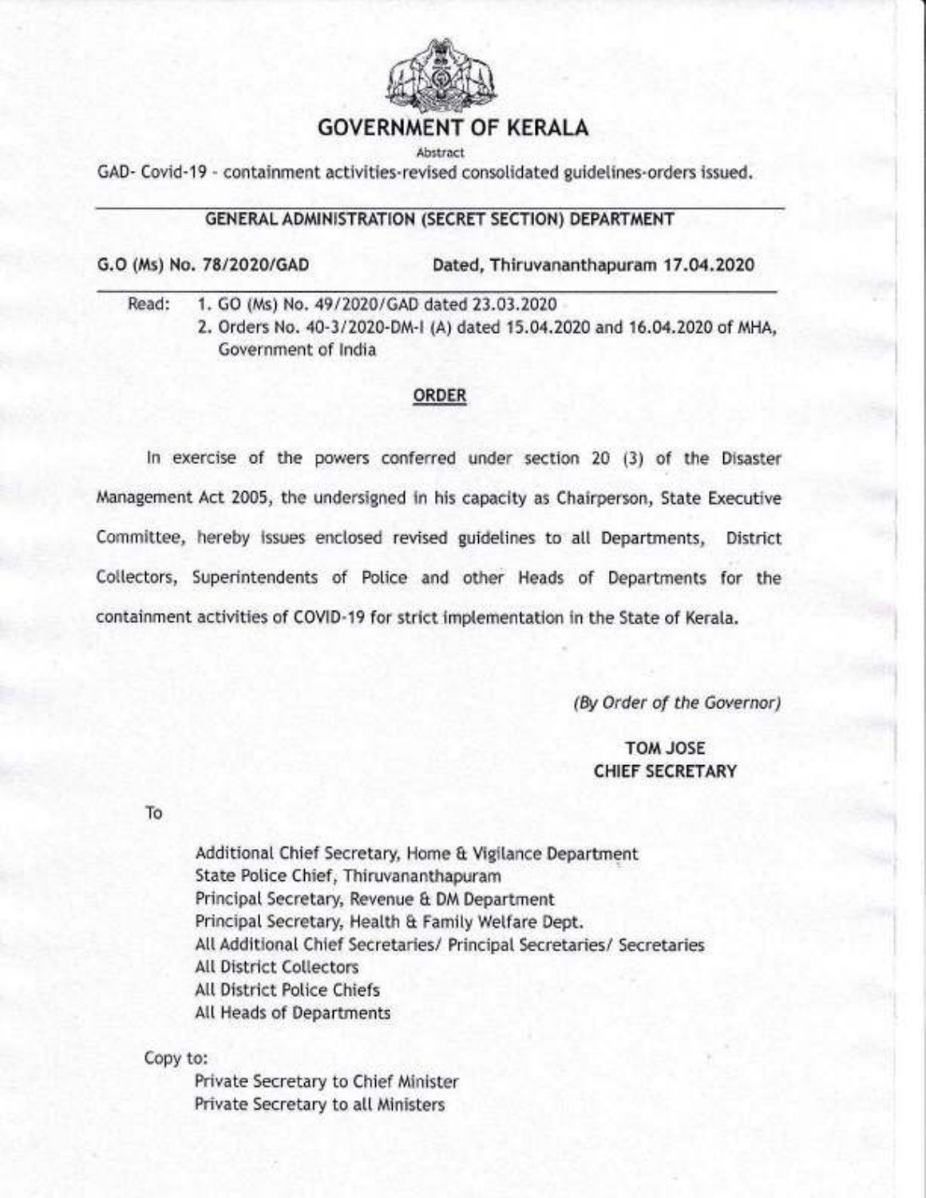# GOVERNMENT OF KERALA

Abstract

GAD- Covid-19 - containment activities-revised consolidated guidelines-orders issued.

---

## GENERAL ADMINISTRATION (SECRET SECTION) DEPARTMENT

**G.O (Ms) No. 78/2020/GAD** **Dated, Thiruvananthapuram 17.04.2020**

---

Read:
1. GO (Ms) No. 49/2020/GAD dated 23.03.2020
2. Orders No. 40-3/2020-DM-I (A) dated 15.04.2020 and 16.04.2020 of MHA, Government of India

## ORDER

In exercise of the powers conferred under section 20 (3) of the Disaster Management Act 2005, the undersigned in his capacity as Chairperson, State Executive Committee, hereby issues enclosed revised guidelines to all Departments, District Collectors, Superintendents of Police and other Heads of Departments for the containment activities of COVID-19 for strict implementation in the State of Kerala.

*(By Order of the Governor)*

**TOM JOSE**
**CHIEF SECRETARY**

To

Additional Chief Secretary, Home & Vigilance Department
State Police Chief, Thiruvananthapuram
Principal Secretary, Revenue & DM Department
Principal Secretary, Health & Family Welfare Dept.
All Additional Chief Secretaries/ Principal Secretaries/ Secretaries
All District Collectors
All District Police Chiefs
All Heads of Departments

Copy to:

Private Secretary to Chief Minister
Private Secretary to all Ministers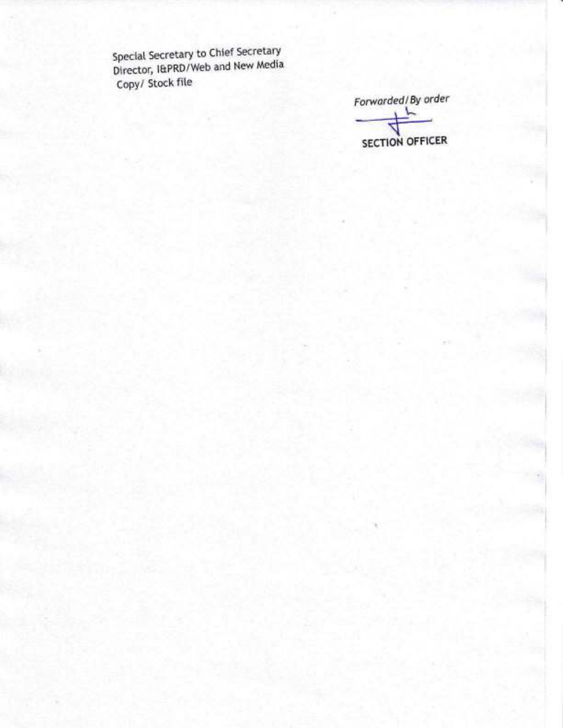Special Secretary to Chief Secretary
Director, I&PRD/Web and New Media
Copy/ Stock file

*Forwarded/By order*

**SECTION OFFICER**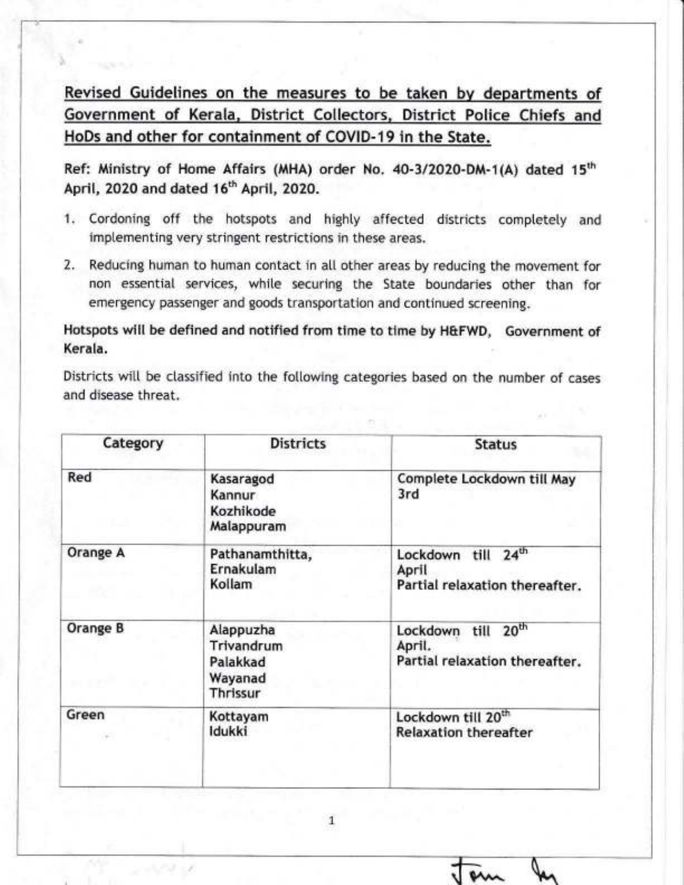## Revised Guidelines on the measures to be taken by departments of Government of Kerala, District Collectors, District Police Chiefs and HoDs and other for containment of COVID-19 in the State.

**Ref: Ministry of Home Affairs (MHA) order No. 40-3/2020-DM-1(A) dated 15th April, 2020 and dated 16th April, 2020.**

1. Cordoning off the hotspots and highly affected districts completely and implementing very stringent restrictions in these areas.
2. Reducing human to human contact in all other areas by reducing the movement for non essential services, while securing the State boundaries other than for emergency passenger and goods transportation and continued screening.

**Hotspots will be defined and notified from time to time by H&FWD, Government of Kerala.**

Districts will be classified into the following categories based on the number of cases and disease threat.

| Category | Districts | Status |
|---|---|---|
| Red | Kasaragod<br>Kannur<br>Kozhikode<br>Malappuram | Complete Lockdown till May 3rd |
| Orange A | Pathanamthitta,<br>Ernakulam<br>Kollam | Lockdown till 24th April<br>Partial relaxation thereafter. |
| Orange B | Alappuzha<br>Trivandrum<br>Palakkad<br>Wayanad<br>Thrissur | Lockdown till 20th April.<br>Partial relaxation thereafter. |
| Green | Kottayam<br>Idukki | Lockdown till 20th<br>Relaxation thereafter |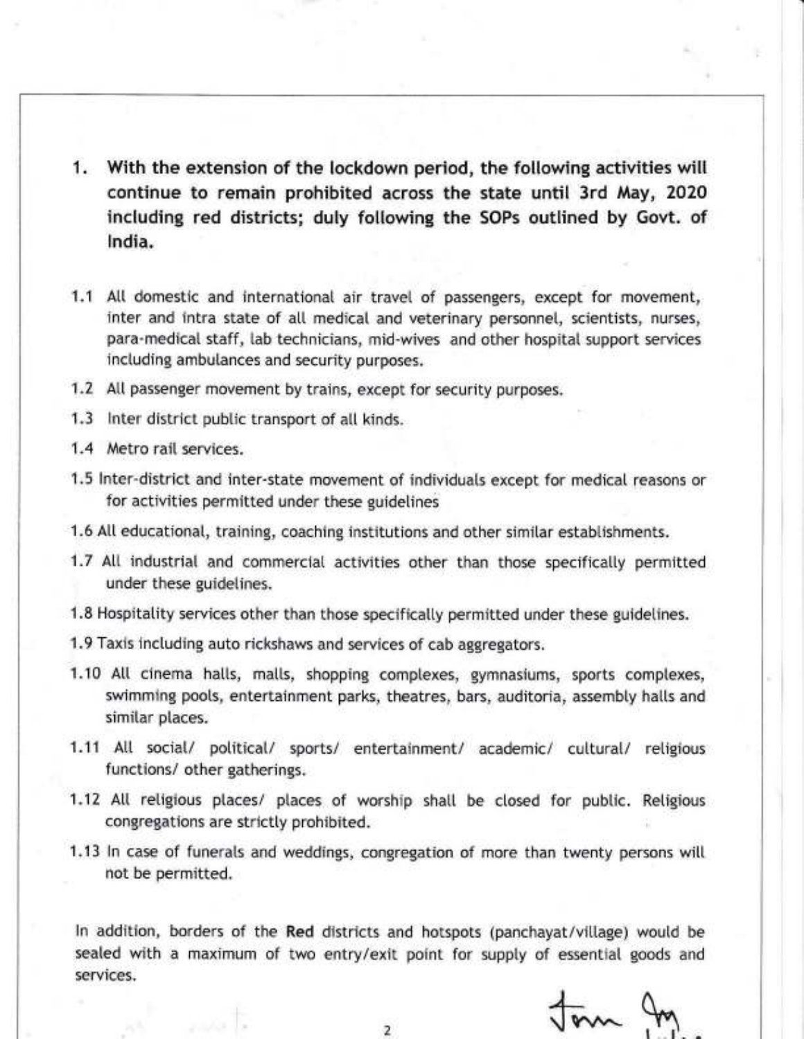**1. With the extension of the lockdown period, the following activities will continue to remain prohibited across the state until 3rd May, 2020 including red districts; duly following the SOPs outlined by Govt. of India.**

1.1 All domestic and international air travel of passengers, except for movement, inter and intra state of all medical and veterinary personnel, scientists, nurses, para-medical staff, lab technicians, mid-wives and other hospital support services including ambulances and security purposes.

1.2 All passenger movement by trains, except for security purposes.

1.3 Inter district public transport of all kinds.

1.4 Metro rail services.

1.5 Inter-district and inter-state movement of individuals except for medical reasons or for activities permitted under these guidelines

1.6 All educational, training, coaching institutions and other similar establishments.

1.7 All industrial and commercial activities other than those specifically permitted under these guidelines.

1.8 Hospitality services other than those specifically permitted under these guidelines.

1.9 Taxis including auto rickshaws and services of cab aggregators.

1.10 All cinema halls, malls, shopping complexes, gymnasiums, sports complexes, swimming pools, entertainment parks, theatres, bars, auditoria, assembly halls and similar places.

1.11 All social/ political/ sports/ entertainment/ academic/ cultural/ religious functions/ other gatherings.

1.12 All religious places/ places of worship shall be closed for public. Religious congregations are strictly prohibited.

1.13 In case of funerals and weddings, congregation of more than twenty persons will not be permitted.

In addition, borders of the **Red** districts and hotspots (panchayat/village) would be sealed with a maximum of two entry/exit point for supply of essential goods and services.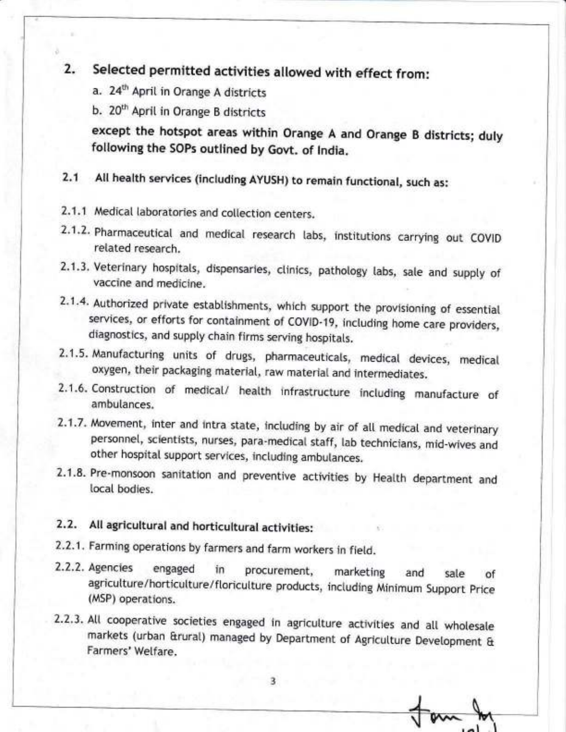## 2. Selected permitted activities allowed with effect from:

a. 24th April in Orange A districts

b. 20th April in Orange B districts

**except the hotspot areas within Orange A and Orange B districts; duly following the SOPs outlined by Govt. of India.**

### 2.1 All health services (including AYUSH) to remain functional, such as:

2.1.1 Medical laboratories and collection centers.

2.1.2. Pharmaceutical and medical research labs, institutions carrying out COVID related research.

2.1.3. Veterinary hospitals, dispensaries, clinics, pathology labs, sale and supply of vaccine and medicine.

2.1.4. Authorized private establishments, which support the provisioning of essential services, or efforts for containment of COVID-19, including home care providers, diagnostics, and supply chain firms serving hospitals.

2.1.5. Manufacturing units of drugs, pharmaceuticals, medical devices, medical oxygen, their packaging material, raw material and intermediates.

2.1.6. Construction of medical/ health infrastructure including manufacture of ambulances.

2.1.7. Movement, inter and intra state, including by air of all medical and veterinary personnel, scientists, nurses, para-medical staff, lab technicians, mid-wives and other hospital support services, including ambulances.

2.1.8. Pre-monsoon sanitation and preventive activities by Health department and local bodies.

### 2.2. All agricultural and horticultural activities:

2.2.1. Farming operations by farmers and farm workers in field.

2.2.2. Agencies engaged in procurement, marketing and sale of agriculture/horticulture/floriculture products, including Minimum Support Price (MSP) operations.

2.2.3. All cooperative societies engaged in agriculture activities and all wholesale markets (urban &rural) managed by Department of Agriculture Development & Farmers' Welfare.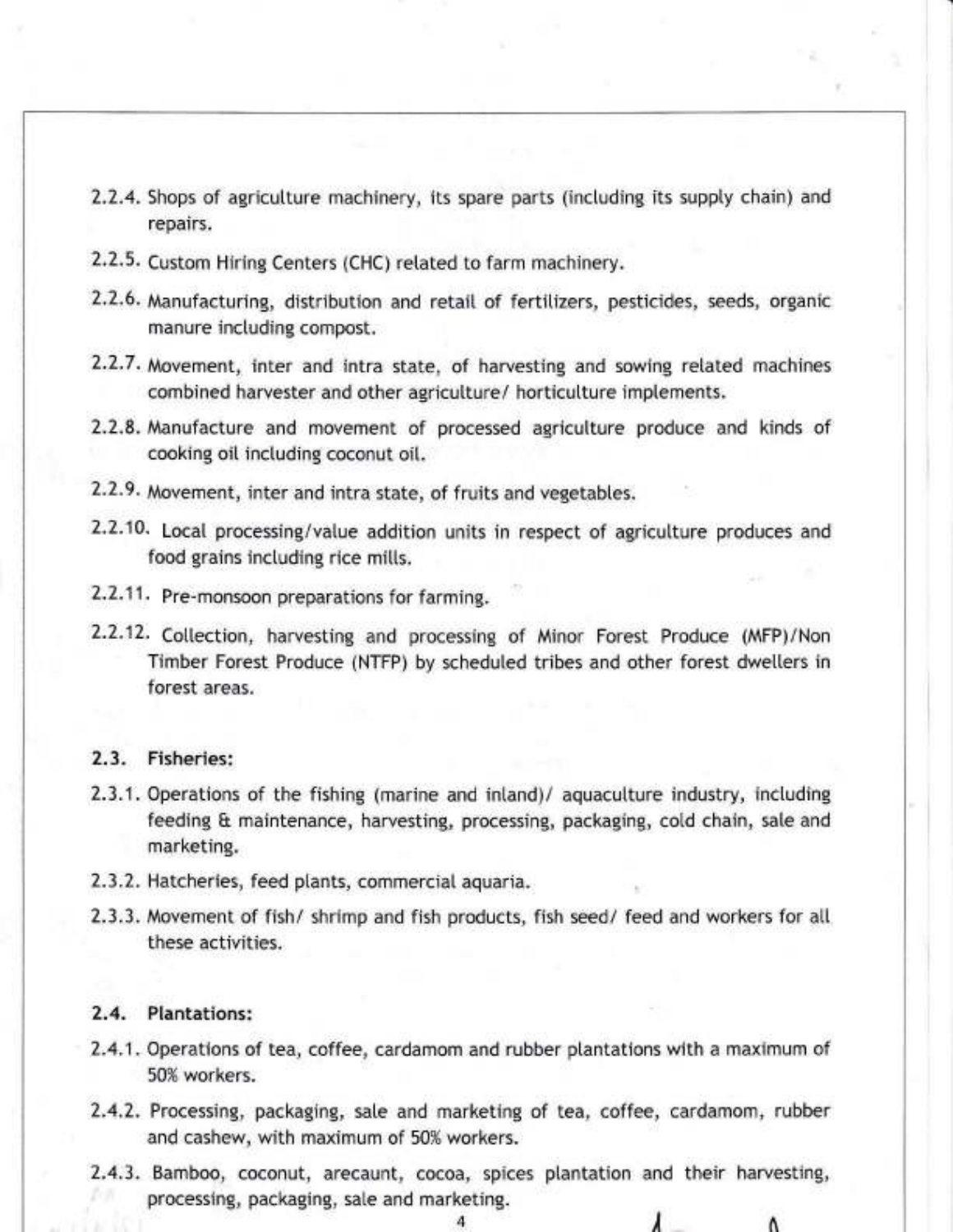2.2.4. Shops of agriculture machinery, its spare parts (including its supply chain) and repairs.

2.2.5. Custom Hiring Centers (CHC) related to farm machinery.

2.2.6. Manufacturing, distribution and retail of fertilizers, pesticides, seeds, organic manure including compost.

2.2.7. Movement, inter and intra state, of harvesting and sowing related machines combined harvester and other agriculture/ horticulture implements.

2.2.8. Manufacture and movement of processed agriculture produce and kinds of cooking oil including coconut oil.

2.2.9. Movement, inter and intra state, of fruits and vegetables.

2.2.10. Local processing/value addition units in respect of agriculture produces and food grains including rice mills.

2.2.11. Pre-monsoon preparations for farming.

2.2.12. Collection, harvesting and processing of Minor Forest Produce (MFP)/Non Timber Forest Produce (NTFP) by scheduled tribes and other forest dwellers in forest areas.

## 2.3. Fisheries:

2.3.1. Operations of the fishing (marine and inland)/ aquaculture industry, including feeding & maintenance, harvesting, processing, packaging, cold chain, sale and marketing.

2.3.2. Hatcheries, feed plants, commercial aquaria.

2.3.3. Movement of fish/ shrimp and fish products, fish seed/ feed and workers for all these activities.

## 2.4. Plantations:

2.4.1. Operations of tea, coffee, cardamom and rubber plantations with a maximum of 50% workers.

2.4.2. Processing, packaging, sale and marketing of tea, coffee, cardamom, rubber and cashew, with maximum of 50% workers.

2.4.3. Bamboo, coconut, arecaunt, cocoa, spices plantation and their harvesting, processing, packaging, sale and marketing.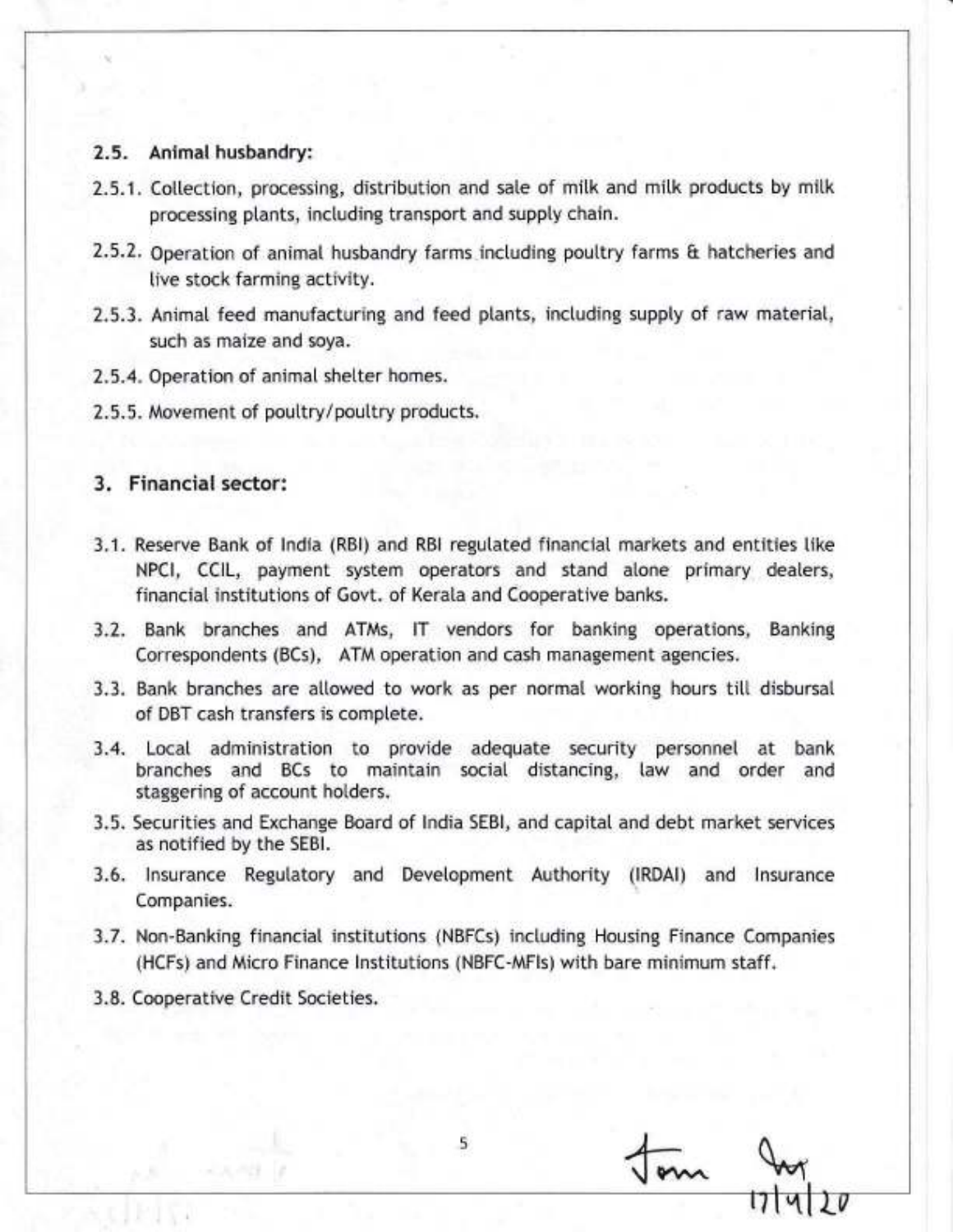### 2.5. Animal husbandry:

2.5.1. Collection, processing, distribution and sale of milk and milk products by milk processing plants, including transport and supply chain.

2.5.2. Operation of animal husbandry farms including poultry farms & hatcheries and live stock farming activity.

2.5.3. Animal feed manufacturing and feed plants, including supply of raw material, such as maize and soya.

2.5.4. Operation of animal shelter homes.

2.5.5. Movement of poultry/poultry products.

## 3. Financial sector:

3.1. Reserve Bank of India (RBI) and RBI regulated financial markets and entities like NPCI, CCIL, payment system operators and stand alone primary dealers, financial institutions of Govt. of Kerala and Cooperative banks.

3.2. Bank branches and ATMs, IT vendors for banking operations, Banking Correspondents (BCs), ATM operation and cash management agencies.

3.3. Bank branches are allowed to work as per normal working hours till disbursal of DBT cash transfers is complete.

3.4. Local administration to provide adequate security personnel at bank branches and BCs to maintain social distancing, law and order and staggering of account holders.

3.5. Securities and Exchange Board of India SEBI, and capital and debt market services as notified by the SEBI.

3.6. Insurance Regulatory and Development Authority (IRDAI) and Insurance Companies.

3.7. Non-Banking financial institutions (NBFCs) including Housing Finance Companies (HCFs) and Micro Finance Institutions (NBFC-MFIs) with bare minimum staff.

3.8. Cooperative Credit Societies.

17/4/20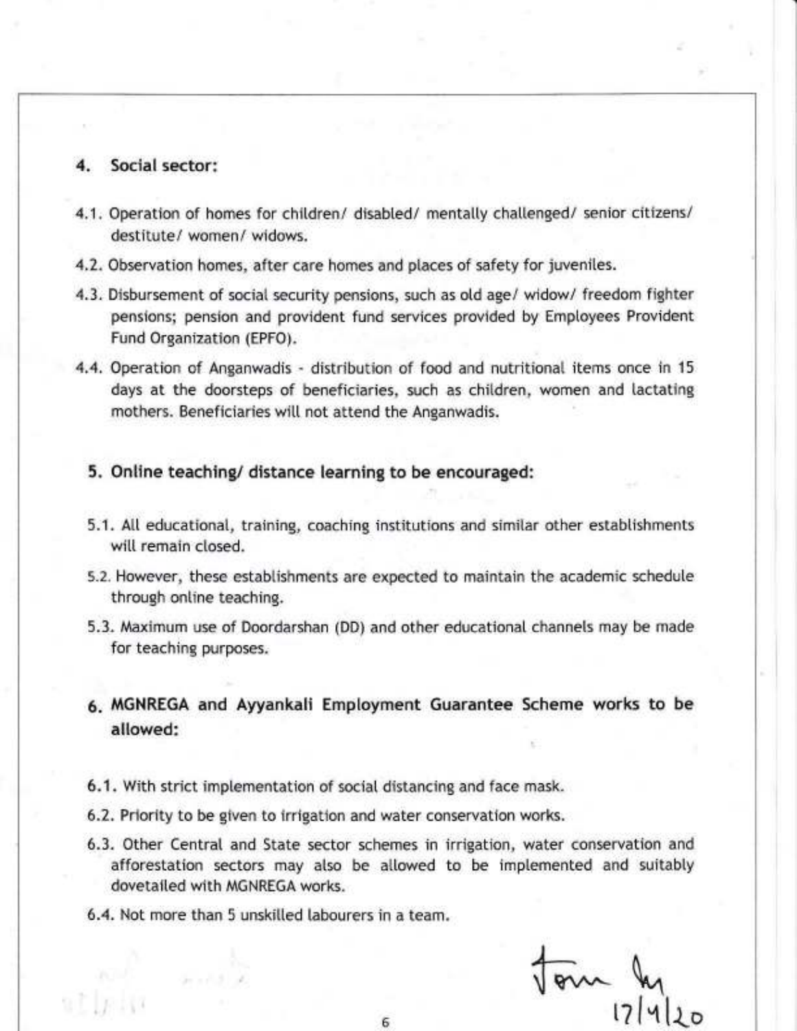## 4. Social sector:

4.1. Operation of homes for children/ disabled/ mentally challenged/ senior citizens/ destitute/ women/ widows.

4.2. Observation homes, after care homes and places of safety for juveniles.

4.3. Disbursement of social security pensions, such as old age/ widow/ freedom fighter pensions; pension and provident fund services provided by Employees Provident Fund Organization (EPFO).

4.4. Operation of Anganwadis - distribution of food and nutritional items once in 15 days at the doorsteps of beneficiaries, such as children, women and lactating mothers. Beneficiaries will not attend the Anganwadis.

## 5. Online teaching/ distance learning to be encouraged:

5.1. All educational, training, coaching institutions and similar other establishments will remain closed.

5.2. However, these establishments are expected to maintain the academic schedule through online teaching.

5.3. Maximum use of Doordarshan (DD) and other educational channels may be made for teaching purposes.

## 6. MGNREGA and Ayyankali Employment Guarantee Scheme works to be allowed:

6.1. With strict implementation of social distancing and face mask.

6.2. Priority to be given to irrigation and water conservation works.

6.3. Other Central and State sector schemes in irrigation, water conservation and afforestation sectors may also be allowed to be implemented and suitably dovetailed with MGNREGA works.

6.4. Not more than 5 unskilled labourers in a team.

17/4/20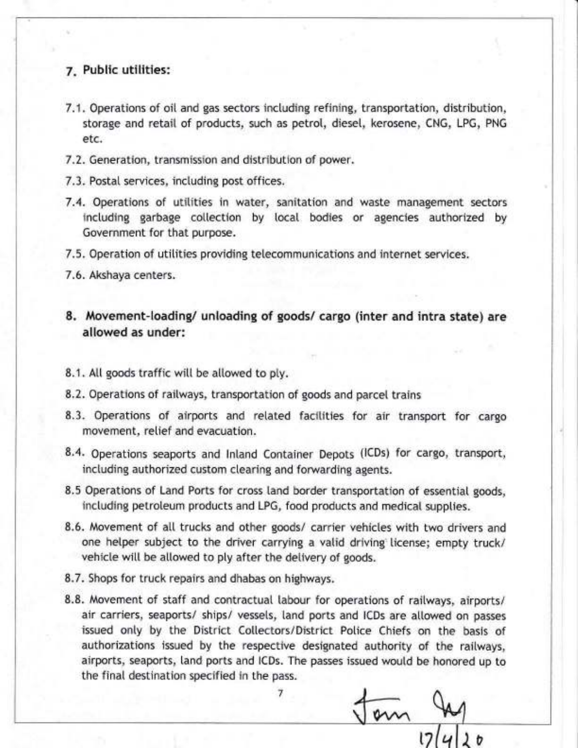## 7. Public utilities:

7.1. Operations of oil and gas sectors including refining, transportation, distribution, storage and retail of products, such as petrol, diesel, kerosene, CNG, LPG, PNG etc.

7.2. Generation, transmission and distribution of power.

7.3. Postal services, including post offices.

7.4. Operations of utilities in water, sanitation and waste management sectors including garbage collection by local bodies or agencies authorized by Government for that purpose.

7.5. Operation of utilities providing telecommunications and internet services.

7.6. Akshaya centers.

## 8. Movement-loading/ unloading of goods/ cargo (inter and intra state) are allowed as under:

8.1. All goods traffic will be allowed to ply.

8.2. Operations of railways, transportation of goods and parcel trains

8.3. Operations of airports and related facilities for air transport for cargo movement, relief and evacuation.

8.4. Operations seaports and Inland Container Depots (ICDs) for cargo, transport, including authorized custom clearing and forwarding agents.

8.5 Operations of Land Ports for cross land border transportation of essential goods, including petroleum products and LPG, food products and medical supplies.

8.6. Movement of all trucks and other goods/ carrier vehicles with two drivers and one helper subject to the driver carrying a valid driving license; empty truck/ vehicle will be allowed to ply after the delivery of goods.

8.7. Shops for truck repairs and dhabas on highways.

8.8. Movement of staff and contractual labour for operations of railways, airports/ air carriers, seaports/ ships/ vessels, land ports and ICDs are allowed on passes issued only by the District Collectors/District Police Chiefs on the basis of authorizations issued by the respective designated authority of the railways, airports, seaports, land ports and ICDs. The passes issued would be honored up to the final destination specified in the pass.

17/4/20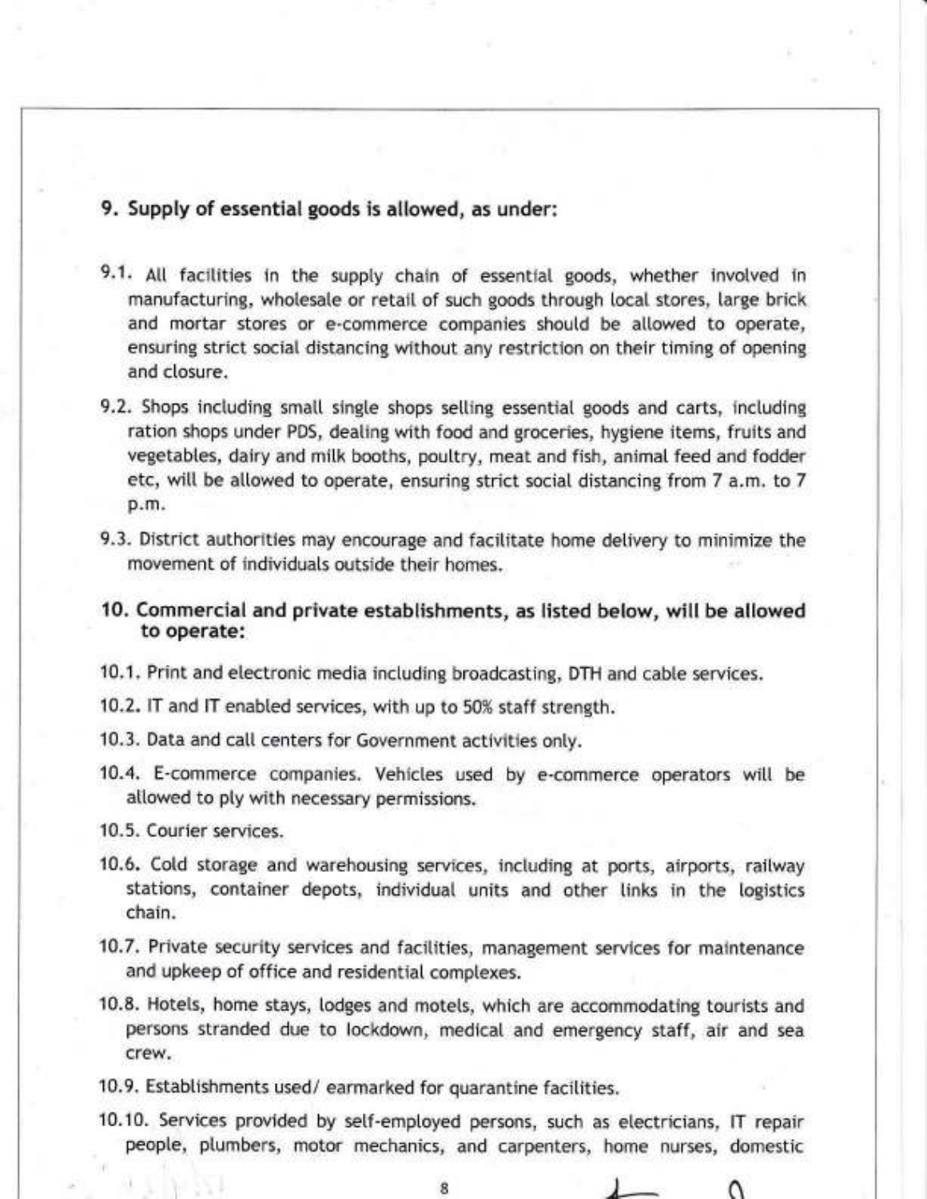**9. Supply of essential goods is allowed, as under:**

9.1. All facilities in the supply chain of essential goods, whether involved in manufacturing, wholesale or retail of such goods through local stores, large brick and mortar stores or e-commerce companies should be allowed to operate, ensuring strict social distancing without any restriction on their timing of opening and closure.

9.2. Shops including small single shops selling essential goods and carts, including ration shops under PDS, dealing with food and groceries, hygiene items, fruits and vegetables, dairy and milk booths, poultry, meat and fish, animal feed and fodder etc, will be allowed to operate, ensuring strict social distancing from 7 a.m. to 7 p.m.

9.3. District authorities may encourage and facilitate home delivery to minimize the movement of individuals outside their homes.

**10. Commercial and private establishments, as listed below, will be allowed to operate:**

10.1. Print and electronic media including broadcasting, DTH and cable services.

10.2. IT and IT enabled services, with up to 50% staff strength.

10.3. Data and call centers for Government activities only.

10.4. E-commerce companies. Vehicles used by e-commerce operators will be allowed to ply with necessary permissions.

10.5. Courier services.

10.6. Cold storage and warehousing services, including at ports, airports, railway stations, container depots, individual units and other links in the logistics chain.

10.7. Private security services and facilities, management services for maintenance and upkeep of office and residential complexes.

10.8. Hotels, home stays, lodges and motels, which are accommodating tourists and persons stranded due to lockdown, medical and emergency staff, air and sea crew.

10.9. Establishments used/ earmarked for quarantine facilities.

10.10. Services provided by self-employed persons, such as electricians, IT repair people, plumbers, motor mechanics, and carpenters, home nurses, domestic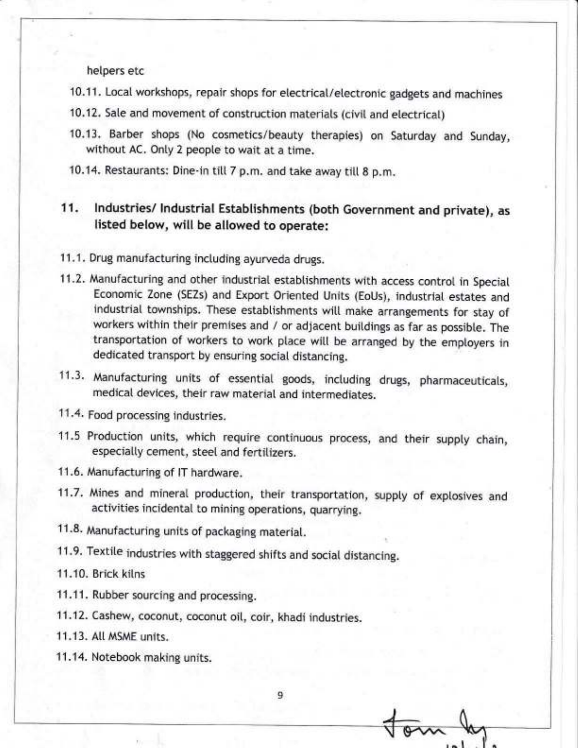helpers etc

10.11. Local workshops, repair shops for electrical/electronic gadgets and machines

10.12. Sale and movement of construction materials (civil and electrical)

10.13. Barber shops (No cosmetics/beauty therapies) on Saturday and Sunday, without AC. Only 2 people to wait at a time.

10.14. Restaurants: Dine-in till 7 p.m. and take away till 8 p.m.

## 11. Industries/ Industrial Establishments (both Government and private), as listed below, will be allowed to operate:

11.1. Drug manufacturing including ayurveda drugs.

11.2. Manufacturing and other industrial establishments with access control in Special Economic Zone (SEZs) and Export Oriented Units (EoUs), industrial estates and industrial townships. These establishments will make arrangements for stay of workers within their premises and / or adjacent buildings as far as possible. The transportation of workers to work place will be arranged by the employers in dedicated transport by ensuring social distancing.

11.3. Manufacturing units of essential goods, including drugs, pharmaceuticals, medical devices, their raw material and intermediates.

11.4. Food processing industries.

11.5 Production units, which require continuous process, and their supply chain, especially cement, steel and fertilizers.

11.6. Manufacturing of IT hardware.

11.7. Mines and mineral production, their transportation, supply of explosives and activities incidental to mining operations, quarrying.

11.8. Manufacturing units of packaging material.

11.9. Textile industries with staggered shifts and social distancing.

11.10. Brick kilns

11.11. Rubber sourcing and processing.

11.12. Cashew, coconut, coconut oil, coir, khadi industries.

11.13. All MSME units.

11.14. Notebook making units.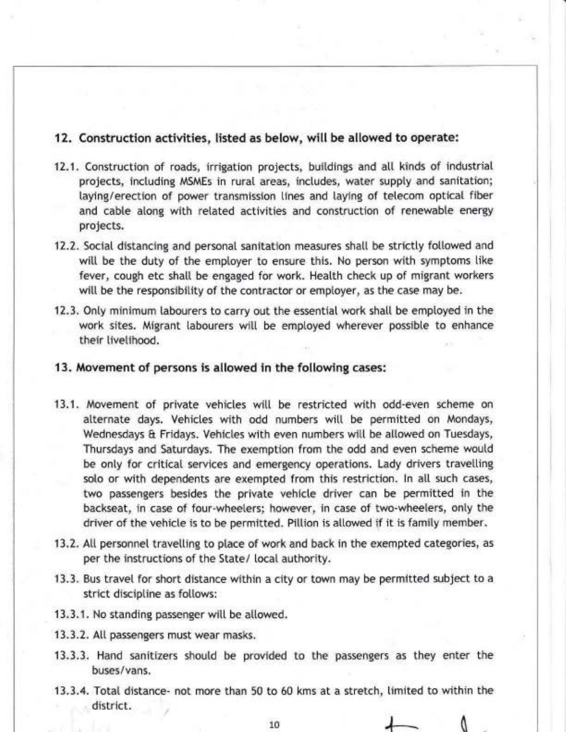## 12. Construction activities, listed as below, will be allowed to operate:

12.1. Construction of roads, irrigation projects, buildings and all kinds of industrial projects, including MSMEs in rural areas, includes, water supply and sanitation; laying/erection of power transmission lines and laying of telecom optical fiber and cable along with related activities and construction of renewable energy projects.

12.2. Social distancing and personal sanitation measures shall be strictly followed and will be the duty of the employer to ensure this. No person with symptoms like fever, cough etc shall be engaged for work. Health check up of migrant workers will be the responsibility of the contractor or employer, as the case may be.

12.3. Only minimum labourers to carry out the essential work shall be employed in the work sites. Migrant labourers will be employed wherever possible to enhance their livelihood.

## 13. Movement of persons is allowed in the following cases:

13.1. Movement of private vehicles will be restricted with odd-even scheme on alternate days. Vehicles with odd numbers will be permitted on Mondays, Wednesdays & Fridays. Vehicles with even numbers will be allowed on Tuesdays, Thursdays and Saturdays. The exemption from the odd and even scheme would be only for critical services and emergency operations. Lady drivers travelling solo or with dependents are exempted from this restriction. In all such cases, two passengers besides the private vehicle driver can be permitted in the backseat, in case of four-wheelers; however, in case of two-wheelers, only the driver of the vehicle is to be permitted. Pillion is allowed if it is family member.

13.2. All personnel travelling to place of work and back in the exempted categories, as per the instructions of the State/ local authority.

13.3. Bus travel for short distance within a city or town may be permitted subject to a strict discipline as follows:

13.3.1. No standing passenger will be allowed.

13.3.2. All passengers must wear masks.

13.3.3. Hand sanitizers should be provided to the passengers as they enter the buses/vans.

13.3.4. Total distance- not more than 50 to 60 kms at a stretch, limited to within the district.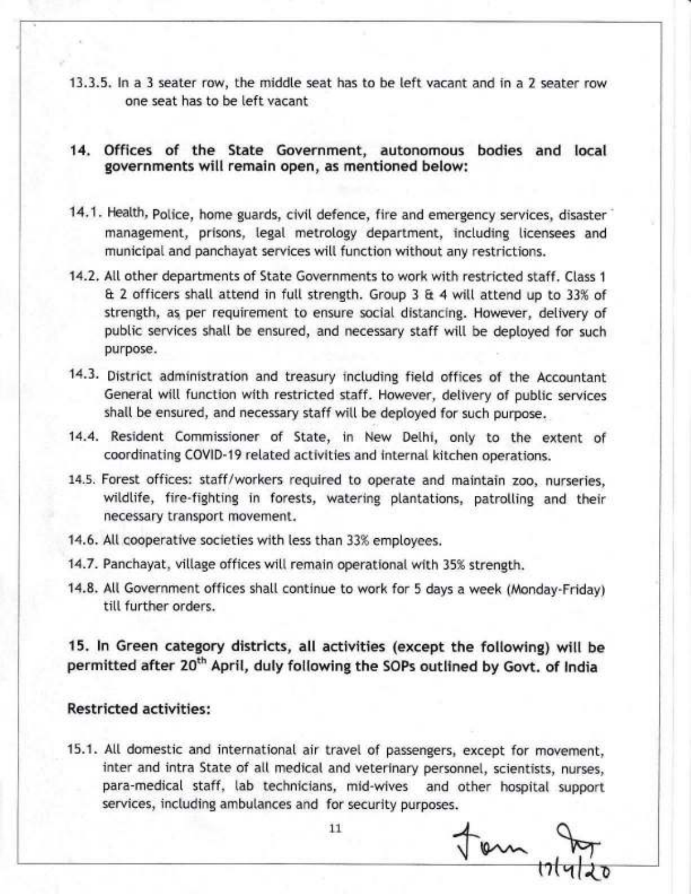13.3.5. In a 3 seater row, the middle seat has to be left vacant and in a 2 seater row one seat has to be left vacant

## 14. Offices of the State Government, autonomous bodies and local governments will remain open, as mentioned below:

14.1. Health, Police, home guards, civil defence, fire and emergency services, disaster management, prisons, legal metrology department, including licensees and municipal and panchayat services will function without any restrictions.

14.2. All other departments of State Governments to work with restricted staff. Class 1 & 2 officers shall attend in full strength. Group 3 & 4 will attend up to 33% of strength, as per requirement to ensure social distancing. However, delivery of public services shall be ensured, and necessary staff will be deployed for such purpose.

14.3. District administration and treasury including field offices of the Accountant General will function with restricted staff. However, delivery of public services shall be ensured, and necessary staff will be deployed for such purpose.

14.4. Resident Commissioner of State, in New Delhi, only to the extent of coordinating COVID-19 related activities and internal kitchen operations.

14.5. Forest offices: staff/workers required to operate and maintain zoo, nurseries, wildlife, fire-fighting in forests, watering plantations, patrolling and their necessary transport movement.

14.6. All cooperative societies with less than 33% employees.

14.7. Panchayat, village offices will remain operational with 35% strength.

14.8. All Government offices shall continue to work for 5 days a week (Monday-Friday) till further orders.

## 15. In Green category districts, all activities (except the following) will be permitted after 20th April, duly following the SOPs outlined by Govt. of India

### Restricted activities:

15.1. All domestic and international air travel of passengers, except for movement, inter and intra State of all medical and veterinary personnel, scientists, nurses, para-medical staff, lab technicians, mid-wives and other hospital support services, including ambulances and for security purposes.

17/4/20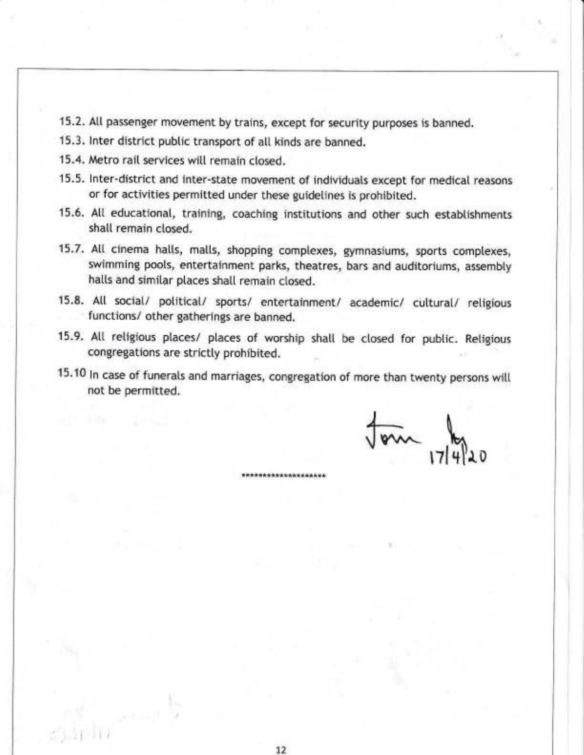15.2. All passenger movement by trains, except for security purposes is banned.

15.3. Inter district public transport of all kinds are banned.

15.4. Metro rail services will remain closed.

15.5. Inter-district and inter-state movement of individuals except for medical reasons or for activities permitted under these guidelines is prohibited.

15.6. All educational, training, coaching institutions and other such establishments shall remain closed.

15.7. All cinema halls, malls, shopping complexes, gymnasiums, sports complexes, swimming pools, entertainment parks, theatres, bars and auditoriums, assembly halls and similar places shall remain closed.

15.8. All social/ political/ sports/ entertainment/ academic/ cultural/ religious functions/ other gatherings are banned.

15.9. All religious places/ places of worship shall be closed for public. Religious congregations are strictly prohibited.

15.10 In case of funerals and marriages, congregation of more than twenty persons will not be permitted.

17/4/20

********************